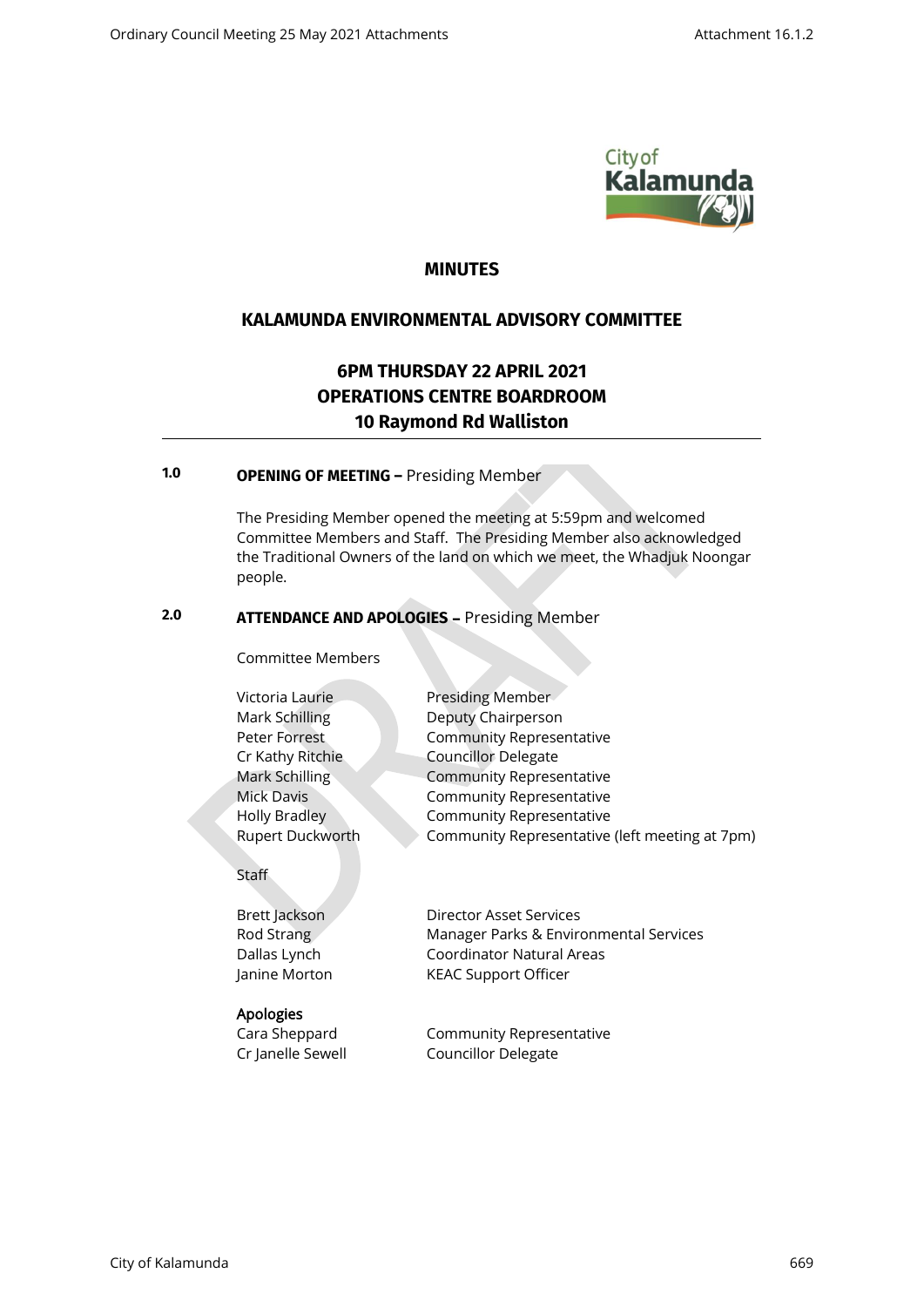# MINUTES

## KALAMUNDA ENVIRONMENTAL ADVISORY COMMITTEE

### 6PM THURSDAY 22 APRIL 2021
### OPERATIONS CENTRE BOARDROOM
### 10 Raymond Rd Walliston

**1.0 OPENING OF MEETING –** Presiding Member

The Presiding Member opened the meeting at 5:59pm and welcomed Committee Members and Staff. The Presiding Member also acknowledged the Traditional Owners of the land on which we meet, the Whadjuk Noongar people.

**2.0 ATTENDANCE AND APOLOGIES –** Presiding Member

Committee Members

| | |
|---|---|
| Victoria Laurie | Presiding Member |
| Mark Schilling | Deputy Chairperson |
| Peter Forrest | Community Representative |
| Cr Kathy Ritchie | Councillor Delegate |
| Mark Schilling | Community Representative |
| Mick Davis | Community Representative |
| Holly Bradley | Community Representative |
| Rupert Duckworth | Community Representative (left meeting at 7pm) |

Staff

| | |
|---|---|
| Brett Jackson | Director Asset Services |
| Rod Strang | Manager Parks & Environmental Services |
| Dallas Lynch | Coordinator Natural Areas |
| Janine Morton | KEAC Support Officer |

Apologies

| | |
|---|---|
| Cara Sheppard | Community Representative |
| Cr Janelle Sewell | Councillor Delegate |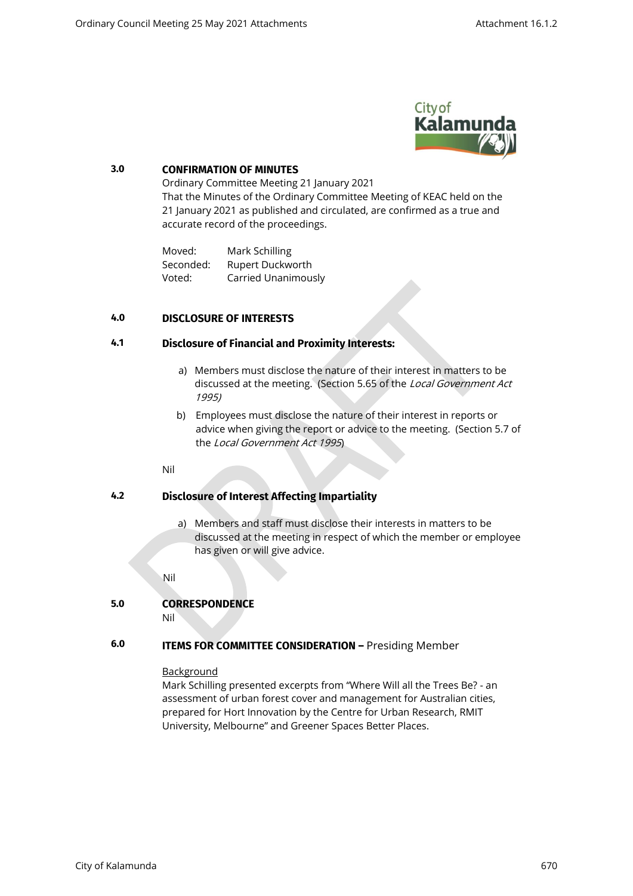## 3.0 CONFIRMATION OF MINUTES

Ordinary Committee Meeting 21 January 2021

That the Minutes of the Ordinary Committee Meeting of KEAC held on the 21 January 2021 as published and circulated, are confirmed as a true and accurate record of the proceedings.

Moved: Mark Schilling
Seconded: Rupert Duckworth
Voted: Carried Unanimously

## 4.0 DISCLOSURE OF INTERESTS

### 4.1 Disclosure of Financial and Proximity Interests:

a) Members must disclose the nature of their interest in matters to be discussed at the meeting. (Section 5.65 of the *Local Government Act 1995)*

b) Employees must disclose the nature of their interest in reports or advice when giving the report or advice to the meeting. (Section 5.7 of the *Local Government Act 1995*)

Nil

### 4.2 Disclosure of Interest Affecting Impartiality

a) Members and staff must disclose their interests in matters to be discussed at the meeting in respect of which the member or employee has given or will give advice.

Nil

## 5.0 CORRESPONDENCE

Nil

## 6.0 ITEMS FOR COMMITTEE CONSIDERATION – Presiding Member

Background

Mark Schilling presented excerpts from "Where Will all the Trees Be? - an assessment of urban forest cover and management for Australian cities, prepared for Hort Innovation by the Centre for Urban Research, RMIT University, Melbourne" and Greener Spaces Better Places.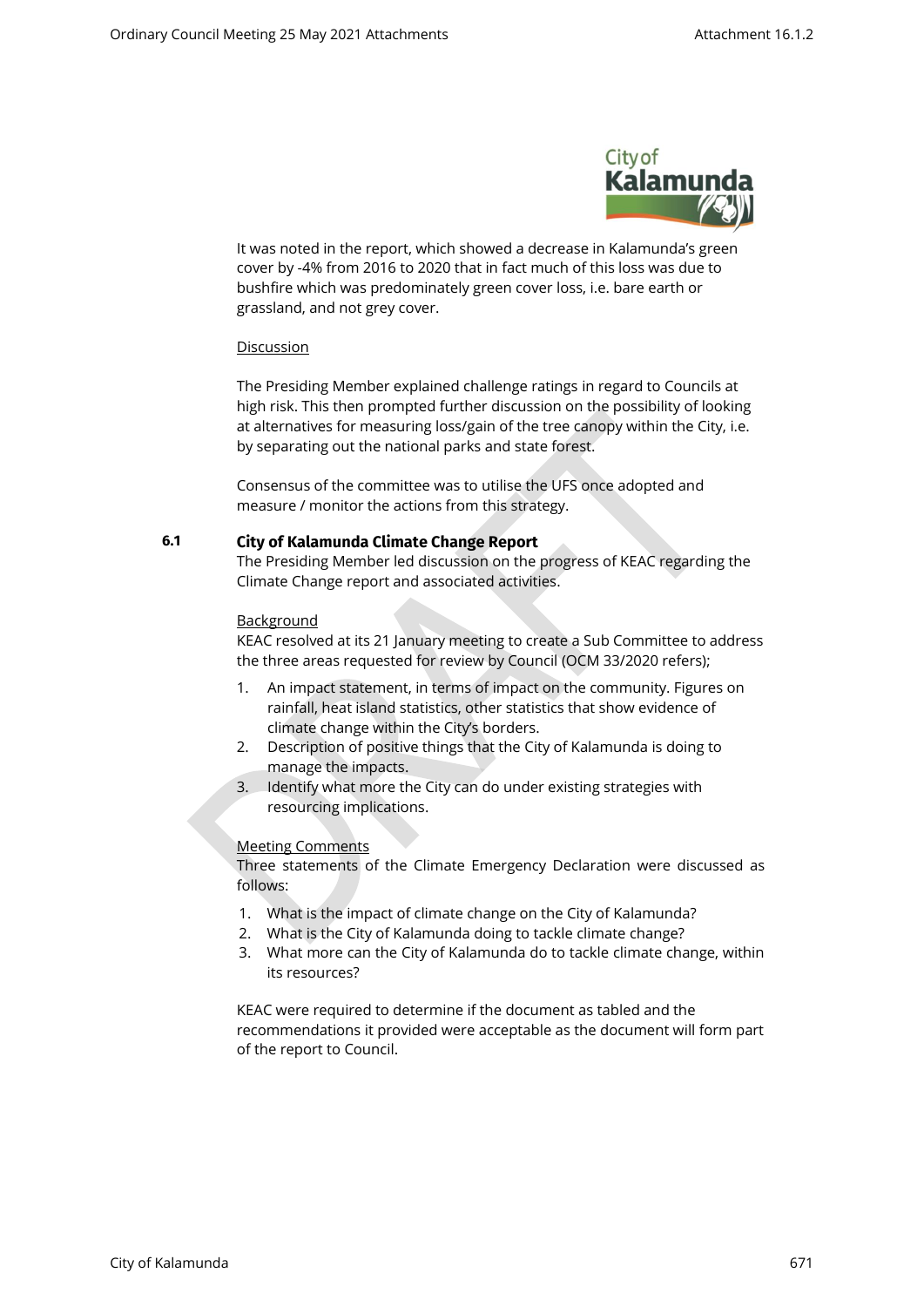It was noted in the report, which showed a decrease in Kalamunda's green cover by -4% from 2016 to 2020 that in fact much of this loss was due to bushfire which was predominately green cover loss, i.e. bare earth or grassland, and not grey cover.

Discussion

The Presiding Member explained challenge ratings in regard to Councils at high risk. This then prompted further discussion on the possibility of looking at alternatives for measuring loss/gain of the tree canopy within the City, i.e. by separating out the national parks and state forest.

Consensus of the committee was to utilise the UFS once adopted and measure / monitor the actions from this strategy.

**6.1 City of Kalamunda Climate Change Report**

The Presiding Member led discussion on the progress of KEAC regarding the Climate Change report and associated activities.

Background

KEAC resolved at its 21 January meeting to create a Sub Committee to address the three areas requested for review by Council (OCM 33/2020 refers);

1. An impact statement, in terms of impact on the community. Figures on rainfall, heat island statistics, other statistics that show evidence of climate change within the City's borders.
2. Description of positive things that the City of Kalamunda is doing to manage the impacts.
3. Identify what more the City can do under existing strategies with resourcing implications.

Meeting Comments

Three statements of the Climate Emergency Declaration were discussed as follows:

1. What is the impact of climate change on the City of Kalamunda?
2. What is the City of Kalamunda doing to tackle climate change?
3. What more can the City of Kalamunda do to tackle climate change, within its resources?

KEAC were required to determine if the document as tabled and the recommendations it provided were acceptable as the document will form part of the report to Council.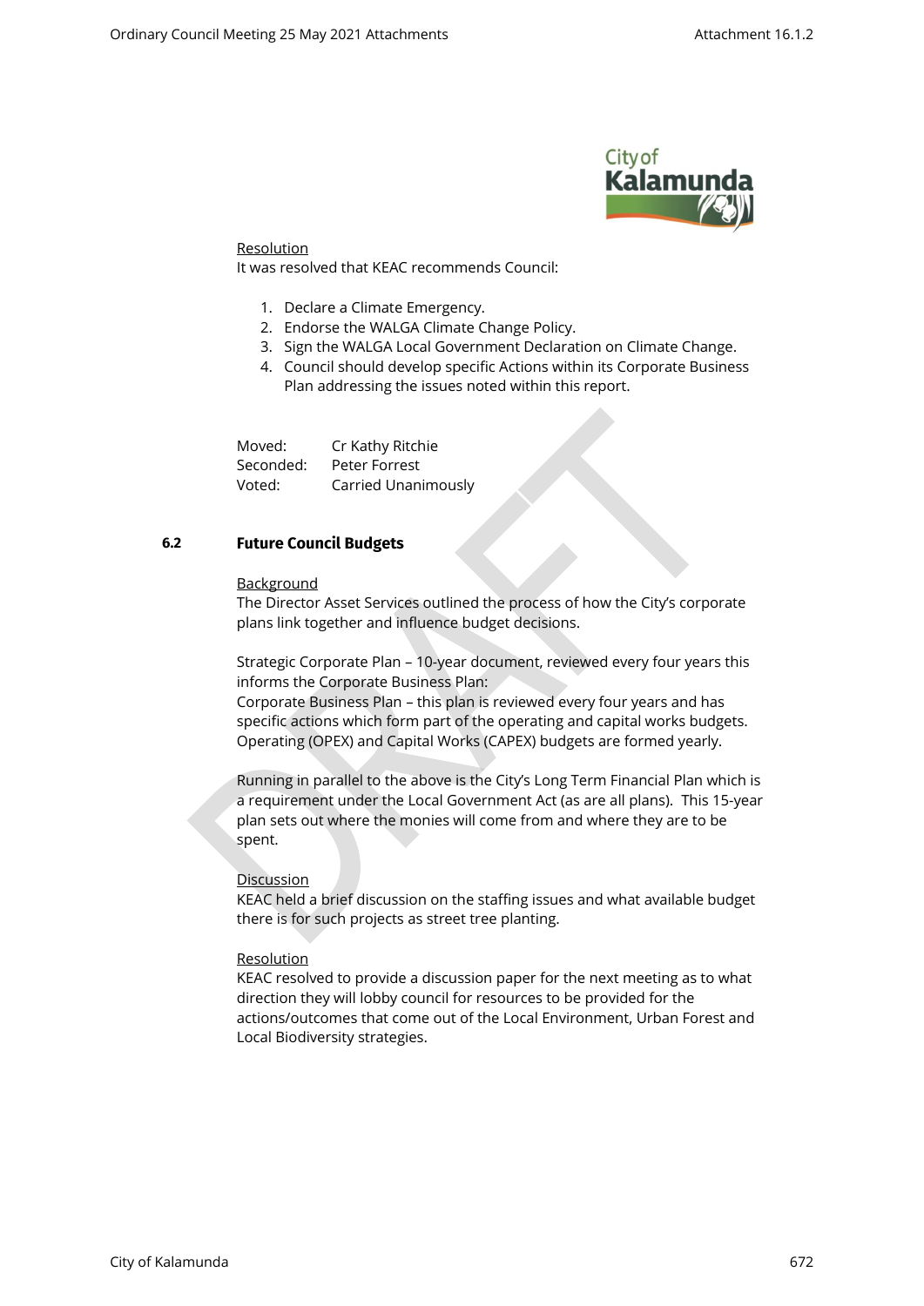Resolution

It was resolved that KEAC recommends Council:

1. Declare a Climate Emergency.
2. Endorse the WALGA Climate Change Policy.
3. Sign the WALGA Local Government Declaration on Climate Change.
4. Council should develop specific Actions within its Corporate Business Plan addressing the issues noted within this report.

| | |
|---|---|
| Moved: | Cr Kathy Ritchie |
| Seconded: | Peter Forrest |
| Voted: | Carried Unanimously |

## 6.2 Future Council Budgets

Background

The Director Asset Services outlined the process of how the City's corporate plans link together and influence budget decisions.

Strategic Corporate Plan – 10-year document, reviewed every four years this informs the Corporate Business Plan:

Corporate Business Plan – this plan is reviewed every four years and has specific actions which form part of the operating and capital works budgets. Operating (OPEX) and Capital Works (CAPEX) budgets are formed yearly.

Running in parallel to the above is the City's Long Term Financial Plan which is a requirement under the Local Government Act (as are all plans). This 15-year plan sets out where the monies will come from and where they are to be spent.

Discussion

KEAC held a brief discussion on the staffing issues and what available budget there is for such projects as street tree planting.

Resolution

KEAC resolved to provide a discussion paper for the next meeting as to what direction they will lobby council for resources to be provided for the actions/outcomes that come out of the Local Environment, Urban Forest and Local Biodiversity strategies.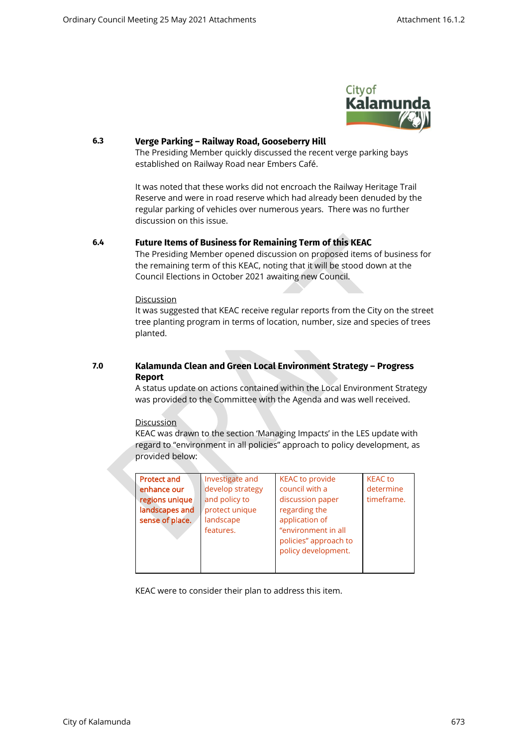### 6.3 Verge Parking – Railway Road, Gooseberry Hill

The Presiding Member quickly discussed the recent verge parking bays established on Railway Road near Embers Café.

It was noted that these works did not encroach the Railway Heritage Trail Reserve and were in road reserve which had already been denuded by the regular parking of vehicles over numerous years. There was no further discussion on this issue.

### 6.4 Future Items of Business for Remaining Term of this KEAC

The Presiding Member opened discussion on proposed items of business for the remaining term of this KEAC, noting that it will be stood down at the Council Elections in October 2021 awaiting new Council.

<u>Discussion</u>

It was suggested that KEAC receive regular reports from the City on the street tree planting program in terms of location, number, size and species of trees planted.

### 7.0 Kalamunda Clean and Green Local Environment Strategy – Progress Report

A status update on actions contained within the Local Environment Strategy was provided to the Committee with the Agenda and was well received.

<u>Discussion</u>

KEAC was drawn to the section 'Managing Impacts' in the LES update with regard to "environment in all policies" approach to policy development, as provided below:

| | | | |
|---|---|---|---|
| **Protect and enhance our regions unique landscapes and sense of place.** | Investigate and develop strategy and policy to protect unique landscape features. | KEAC to provide council with a discussion paper regarding the application of "environment in all policies" approach to policy development. | KEAC to determine timeframe. |

KEAC were to consider their plan to address this item.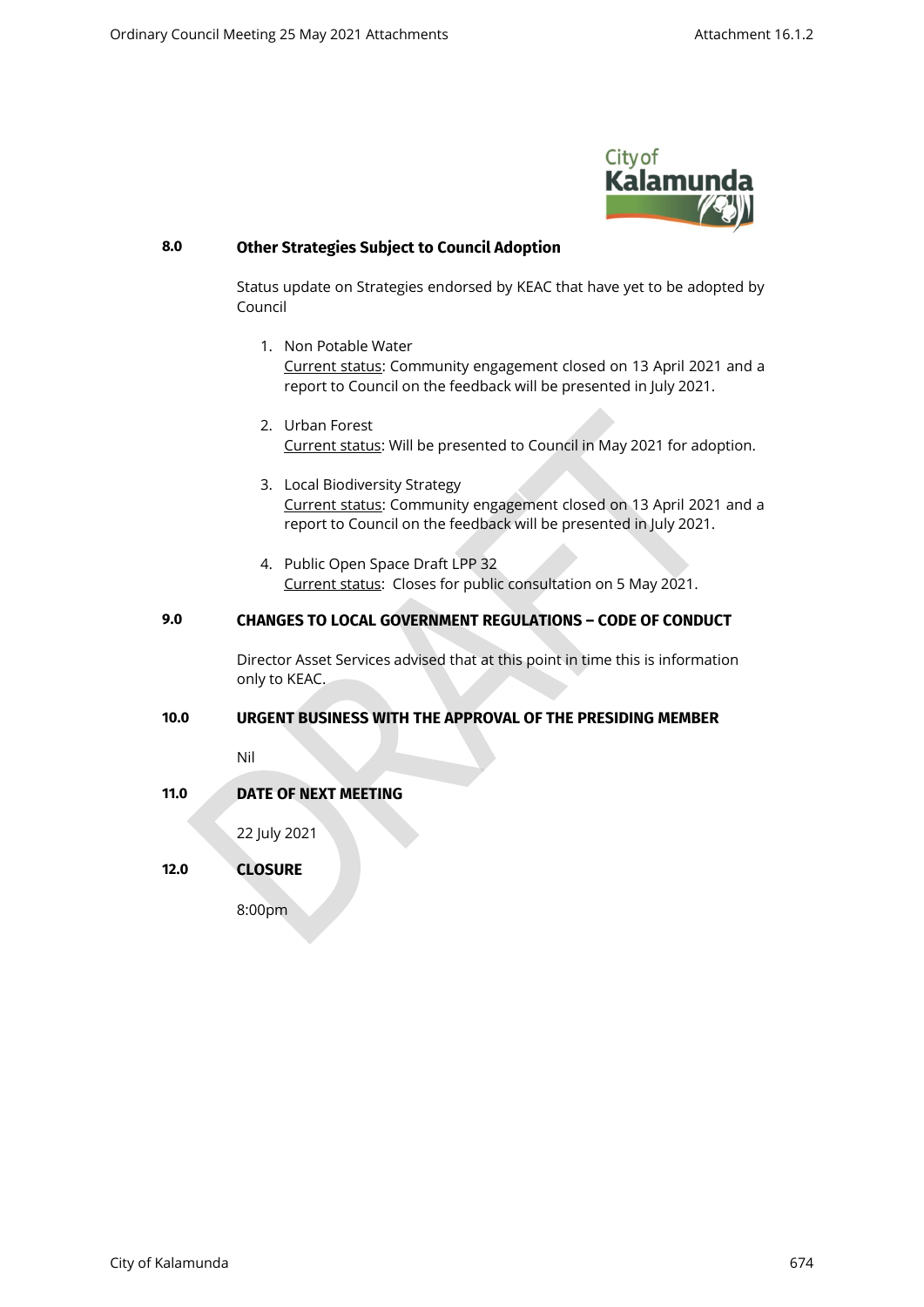## 8.0 Other Strategies Subject to Council Adoption

Status update on Strategies endorsed by KEAC that have yet to be adopted by Council

1. Non Potable Water
   Current status: Community engagement closed on 13 April 2021 and a report to Council on the feedback will be presented in July 2021.

2. Urban Forest
   Current status: Will be presented to Council in May 2021 for adoption.

3. Local Biodiversity Strategy
   Current status: Community engagement closed on 13 April 2021 and a report to Council on the feedback will be presented in July 2021.

4. Public Open Space Draft LPP 32
   Current status: Closes for public consultation on 5 May 2021.

## 9.0 CHANGES TO LOCAL GOVERNMENT REGULATIONS – CODE OF CONDUCT

Director Asset Services advised that at this point in time this is information only to KEAC.

## 10.0 URGENT BUSINESS WITH THE APPROVAL OF THE PRESIDING MEMBER

Nil

## 11.0 DATE OF NEXT MEETING

22 July 2021

## 12.0 CLOSURE

8:00pm